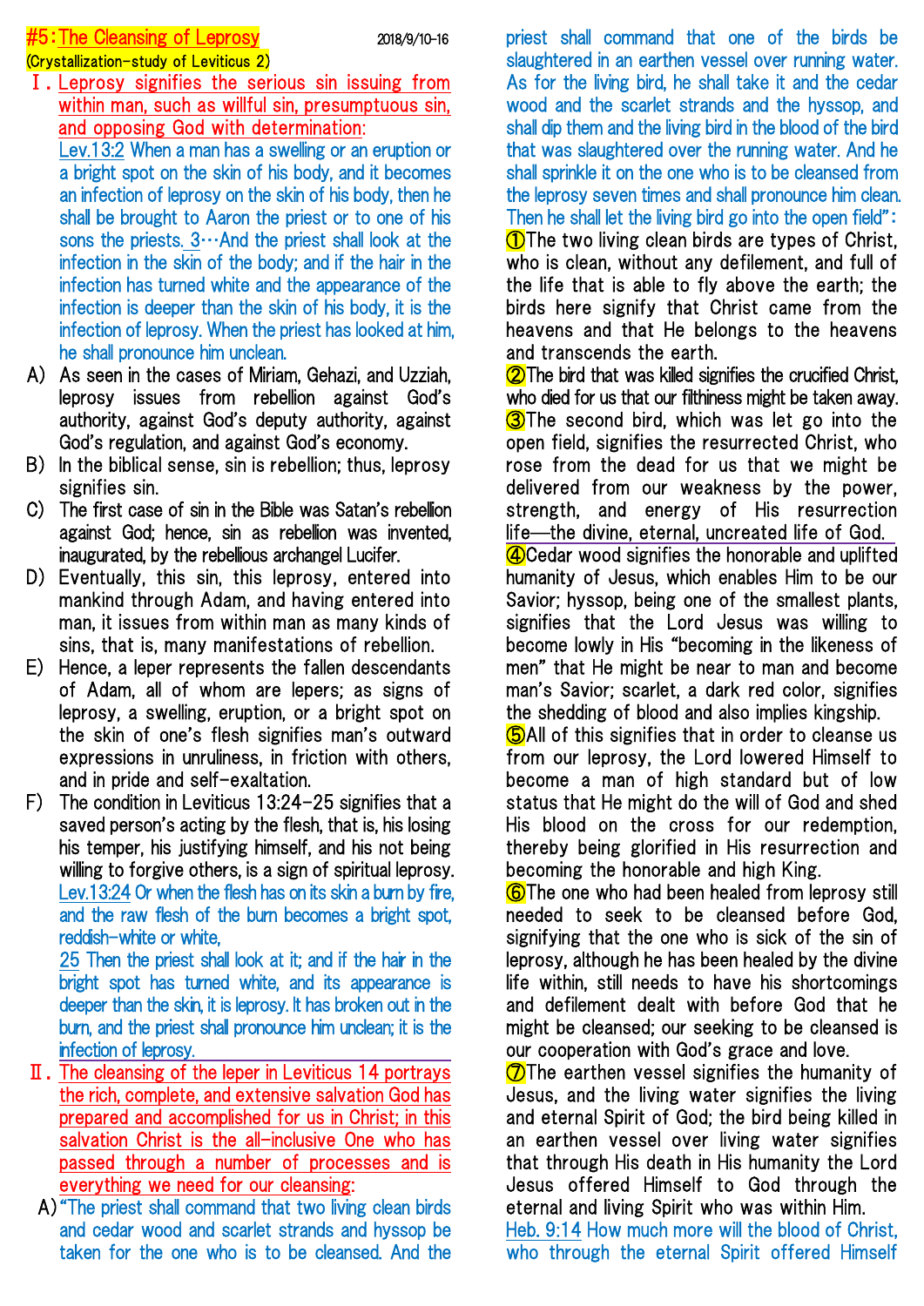# #5：The Cleansing of Leprosy

2018/9/10-16

(Crystallization-study of Leviticus 2)

## Ⅰ. Leprosy signifies the serious sin issuing from within man, such as willful sin, presumptuous sin, and opposing God with determination:

Lev.13:2 When a man has a swelling or an eruption or a bright spot on the skin of his body, and it becomes an infection of leprosy on the skin of his body, then he shall be brought to Aaron the priest or to one of his sons the priests. 3…And the priest shall look at the infection in the skin of the body; and if the hair in the infection has turned white and the appearance of the infection is deeper than the skin of his body, it is the infection of leprosy. When the priest has looked at him, he shall pronounce him unclean.

A) As seen in the cases of Miriam, Gehazi, and Uzziah, leprosy issues from rebellion against God's authority, against God's deputy authority, against God's regulation, and against God's economy.

B) In the biblical sense, sin is rebellion; thus, leprosy signifies sin.

C) The first case of sin in the Bible was Satan's rebellion against God; hence, sin as rebellion was invented, inaugurated, by the rebellious archangel Lucifer.

D) Eventually, this sin, this leprosy, entered into mankind through Adam, and having entered into man, it issues from within man as many kinds of sins, that is, many manifestations of rebellion.

E) Hence, a leper represents the fallen descendants of Adam, all of whom are lepers; as signs of leprosy, a swelling, eruption, or a bright spot on the skin of one's flesh signifies man's outward expressions in unruliness, in friction with others, and in pride and self-exaltation.

F) The condition in Leviticus 13:24-25 signifies that a saved person's acting by the flesh, that is, his losing his temper, his justifying himself, and his not being willing to forgive others, is a sign of spiritual leprosy.

Lev.13:24 Or when the flesh has on its skin a burn by fire, and the raw flesh of the burn becomes a bright spot, reddish-white or white,

25 Then the priest shall look at it; and if the hair in the bright spot has turned white, and its appearance is deeper than the skin, it is leprosy. It has broken out in the burn, and the priest shall pronounce him unclean; it is the infection of leprosy.

## Ⅱ. The cleansing of the leper in Leviticus 14 portrays the rich, complete, and extensive salvation God has prepared and accomplished for us in Christ; in this salvation Christ is the all-inclusive One who has passed through a number of processes and is everything we need for our cleansing:

A) "The priest shall command that two living clean birds and cedar wood and scarlet strands and hyssop be taken for the one who is to be cleansed. And the priest shall command that one of the birds be slaughtered in an earthen vessel over running water. As for the living bird, he shall take it and the cedar wood and the scarlet strands and the hyssop, and shall dip them and the living bird in the blood of the bird that was slaughtered over the running water. And he shall sprinkle it on the one who is to be cleansed from the leprosy seven times and shall pronounce him clean. Then he shall let the living bird go into the open field":

①The two living clean birds are types of Christ, who is clean, without any defilement, and full of the life that is able to fly above the earth; the birds here signify that Christ came from the heavens and that He belongs to the heavens and transcends the earth.

②The bird that was killed signifies the crucified Christ, who died for us that our filthiness might be taken away.

③The second bird, which was let go into the open field, signifies the resurrected Christ, who rose from the dead for us that we might be delivered from our weakness by the power, strength, and energy of His resurrection life—the divine, eternal, uncreated life of God.

④Cedar wood signifies the honorable and uplifted humanity of Jesus, which enables Him to be our Savior; hyssop, being one of the smallest plants, signifies that the Lord Jesus was willing to become lowly in His "becoming in the likeness of men" that He might be near to man and become man's Savior; scarlet, a dark red color, signifies the shedding of blood and also implies kingship.

⑤All of this signifies that in order to cleanse us from our leprosy, the Lord lowered Himself to become a man of high standard but of low status that He might do the will of God and shed His blood on the cross for our redemption, thereby being glorified in His resurrection and becoming the honorable and high King.

⑥The one who had been healed from leprosy still needed to seek to be cleansed before God, signifying that the one who is sick of the sin of leprosy, although he has been healed by the divine life within, still needs to have his shortcomings and defilement dealt with before God that he might be cleansed; our seeking to be cleansed is our cooperation with God's grace and love.

⑦The earthen vessel signifies the humanity of Jesus, and the living water signifies the living and eternal Spirit of God; the bird being killed in an earthen vessel over living water signifies that through His death in His humanity the Lord Jesus offered Himself to God through the eternal and living Spirit who was within Him.

Heb. 9:14 How much more will the blood of Christ, who through the eternal Spirit offered Himself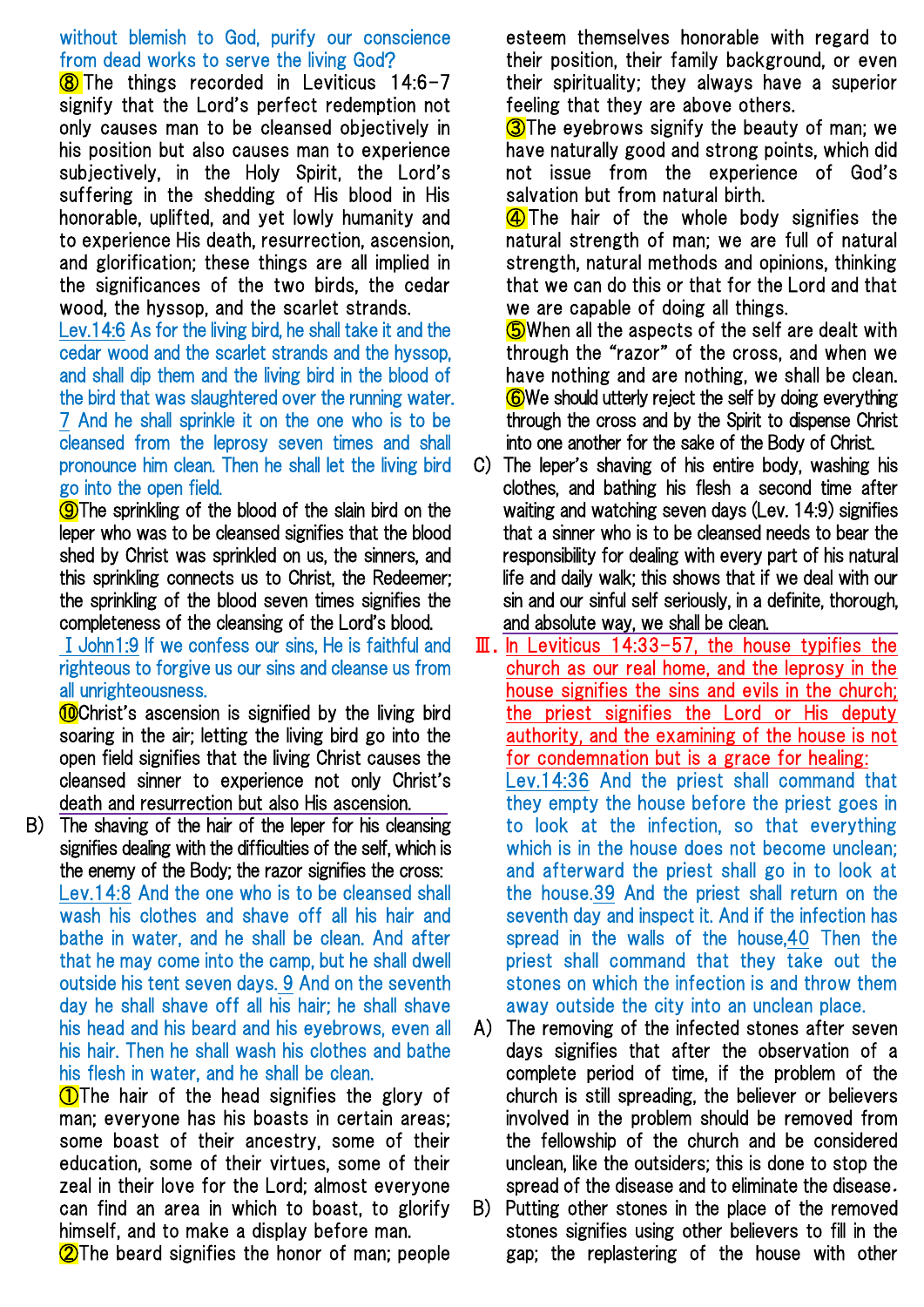without blemish to God, purify our conscience from dead works to serve the living God?

⑧The things recorded in Leviticus 14:6-7 signify that the Lord's perfect redemption not only causes man to be cleansed objectively in his position but also causes man to experience subjectively, in the Holy Spirit, the Lord's suffering in the shedding of His blood in His honorable, uplifted, and yet lowly humanity and to experience His death, resurrection, ascension, and glorification; these things are all implied in the significances of the two birds, the cedar wood, the hyssop, and the scarlet strands.

Lev.14:6 As for the living bird, he shall take it and the cedar wood and the scarlet strands and the hyssop, and shall dip them and the living bird in the blood of the bird that was slaughtered over the running water. 7 And he shall sprinkle it on the one who is to be cleansed from the leprosy seven times and shall pronounce him clean. Then he shall let the living bird go into the open field.

⑨The sprinkling of the blood of the slain bird on the leper who was to be cleansed signifies that the blood shed by Christ was sprinkled on us, the sinners, and this sprinkling connects us to Christ, the Redeemer; the sprinkling of the blood seven times signifies the completeness of the cleansing of the Lord's blood.

I John1:9 If we confess our sins, He is faithful and righteous to forgive us our sins and cleanse us from all unrighteousness.

⑩Christ's ascension is signified by the living bird soaring in the air; letting the living bird go into the open field signifies that the living Christ causes the cleansed sinner to experience not only Christ's death and resurrection but also His ascension.

B) The shaving of the hair of the leper for his cleansing signifies dealing with the difficulties of the self, which is the enemy of the Body; the razor signifies the cross:

Lev.14:8 And the one who is to be cleansed shall wash his clothes and shave off all his hair and bathe in water, and he shall be clean. And after that he may come into the camp, but he shall dwell outside his tent seven days. 9 And on the seventh day he shall shave off all his hair; he shall shave his head and his beard and his eyebrows, even all his hair. Then he shall wash his clothes and bathe his flesh in water, and he shall be clean.

①The hair of the head signifies the glory of man; everyone has his boasts in certain areas; some boast of their ancestry, some of their education, some of their virtues, some of their zeal in their love for the Lord; almost everyone can find an area in which to boast, to glorify himself, and to make a display before man.

②The beard signifies the honor of man; people esteem themselves honorable with regard to their position, their family background, or even their spirituality; they always have a superior feeling that they are above others.

③The eyebrows signify the beauty of man; we have naturally good and strong points, which did not issue from the experience of God's salvation but from natural birth.

④The hair of the whole body signifies the natural strength of man; we are full of natural strength, natural methods and opinions, thinking that we can do this or that for the Lord and that we are capable of doing all things.

⑤When all the aspects of the self are dealt with through the "razor" of the cross, and when we have nothing and are nothing, we shall be clean.

⑥We should utterly reject the self by doing everything through the cross and by the Spirit to dispense Christ into one another for the sake of the Body of Christ.

C) The leper's shaving of his entire body, washing his clothes, and bathing his flesh a second time after waiting and watching seven days (Lev. 14:9) signifies that a sinner who is to be cleansed needs to bear the responsibility for dealing with every part of his natural life and daily walk; this shows that if we deal with our sin and our sinful self seriously, in a definite, thorough, and absolute way, we shall be clean.

Ⅲ. In Leviticus 14:33-57, the house typifies the church as our real home, and the leprosy in the house signifies the sins and evils in the church; the priest signifies the Lord or His deputy authority, and the examining of the house is not for condemnation but is a grace for healing:

Lev.14:36 And the priest shall command that they empty the house before the priest goes in to look at the infection, so that everything which is in the house does not become unclean; and afterward the priest shall go in to look at the house. 39 And the priest shall return on the seventh day and inspect it. And if the infection has spread in the walls of the house, 40 Then the priest shall command that they take out the stones on which the infection is and throw them away outside the city into an unclean place.

A) The removing of the infected stones after seven days signifies that after the observation of a complete period of time, if the problem of the church is still spreading, the believer or believers involved in the problem should be removed from the fellowship of the church and be considered unclean, like the outsiders; this is done to stop the spread of the disease and to eliminate the disease.

B) Putting other stones in the place of the removed stones signifies using other believers to fill in the gap; the replastering of the house with other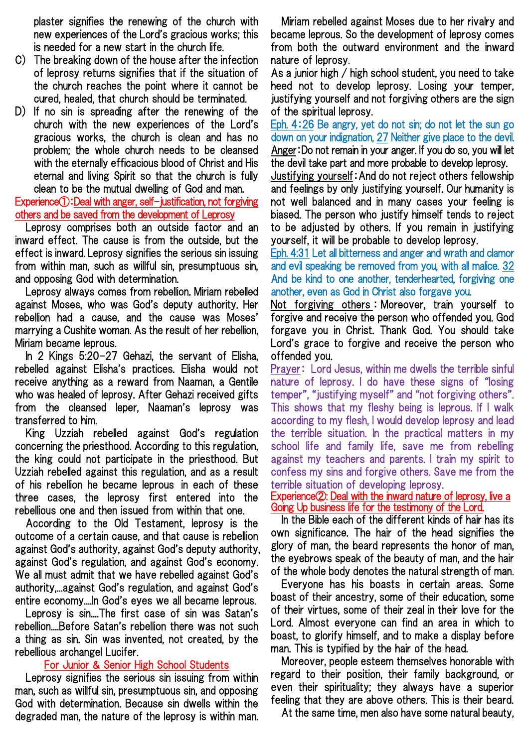plaster signifies the renewing of the church with new experiences of the Lord's gracious works; this is needed for a new start in the church life.

C) The breaking down of the house after the infection of leprosy returns signifies that if the situation of the church reaches the point where it cannot be cured, healed, that church should be terminated.

D) If no sin is spreading after the renewing of the church with the new experiences of the Lord's gracious works, the church is clean and has no problem; the whole church needs to be cleansed with the eternally efficacious blood of Christ and His eternal and living Spirit so that the church is fully clean to be the mutual dwelling of God and man.

Experience①:Deal with anger, self-justification, not forgiving others and be saved from the development of Leprosy

Leprosy comprises both an outside factor and an inward effect. The cause is from the outside, but the effect is inward. Leprosy signifies the serious sin issuing from within man, such as willful sin, presumptuous sin, and opposing God with determination.

Leprosy always comes from rebellion. Miriam rebelled against Moses, who was God's deputy authority. Her rebellion had a cause, and the cause was Moses' marrying a Cushite woman. As the result of her rebellion, Miriam became leprous.

In 2 Kings 5:20-27 Gehazi, the servant of Elisha, rebelled against Elisha's practices. Elisha would not receive anything as a reward from Naaman, a Gentile who was healed of leprosy. After Gehazi received gifts from the cleansed leper, Naaman's leprosy was transferred to him.

King Uzziah rebelled against God's regulation concerning the priesthood. According to this regulation, the king could not participate in the priesthood. But Uzziah rebelled against this regulation, and as a result of his rebellion he became leprous in each of these three cases, the leprosy first entered into the rebellious one and then issued from within that one.

According to the Old Testament, leprosy is the outcome of a certain cause, and that cause is rebellion against God's authority, against God's deputy authority, against God's regulation, and against God's economy. We all must admit that we have rebelled against God's authority,...against God's regulation, and against God's entire economy....In God's eyes we all became leprous.

Leprosy is sin....The first case of sin was Satan's rebellion....Before Satan's rebellion there was not such a thing as sin. Sin was invented, not created, by the rebellious archangel Lucifer.

For Junior & Senior High School Students

Leprosy signifies the serious sin issuing from within man, such as willful sin, presumptuous sin, and opposing God with determination. Because sin dwells within the degraded man, the nature of the leprosy is within man. Miriam rebelled against Moses due to her rivalry and became leprous. So the development of leprosy comes from both the outward environment and the inward nature of leprosy.

As a junior high / high school student, you need to take heed not to develop leprosy. Losing your temper, justifying yourself and not forgiving others are the sign of the spiritual leprosy.

Eph. 4:26 Be angry, yet do not sin; do not let the sun go down on your indignation, 27 Neither give place to the devil.

Anger: Do not remain in your anger. If you do so, you will let the devil take part and more probable to develop leprosy.

Justifying yourself: And do not reject others fellowship and feelings by only justifying yourself. Our humanity is not well balanced and in many cases your feeling is biased. The person who justify himself tends to reject to be adjusted by others. If you remain in justifying yourself, it will be probable to develop leprosy.

Eph. 4:31 Let all bitterness and anger and wrath and clamor and evil speaking be removed from you, with all malice. 32 And be kind to one another, tenderhearted, forgiving one another, even as God in Christ also forgave you.

Not forgiving others: Moreover, train yourself to forgive and receive the person who offended you. God forgave you in Christ. Thank God. You should take Lord's grace to forgive and receive the person who offended you.

Prayer: Lord Jesus, within me dwells the terrible sinful nature of leprosy. I do have these signs of "losing temper", "justifying myself" and "not forgiving others". This shows that my fleshy being is leprous. If I walk according to my flesh, I would develop leprosy and lead the terrible situation. In the practical matters in my school life and family life, save me from rebelling against my teachers and parents. I train my spirit to confess my sins and forgive others. Save me from the terrible situation of developing leprosy.

Experience②: Deal with the inward nature of leprosy, live a Going Up business life for the testimony of the Lord

In the Bible each of the different kinds of hair has its own significance. The hair of the head signifies the glory of man, the beard represents the honor of man, the eyebrows speak of the beauty of man, and the hair of the whole body denotes the natural strength of man.

Everyone has his boasts in certain areas. Some boast of their ancestry, some of their education, some of their virtues, some of their zeal in their love for the Lord. Almost everyone can find an area in which to boast, to glorify himself, and to make a display before man. This is typified by the hair of the head.

Moreover, people esteem themselves honorable with regard to their position, their family background, or even their spirituality; they always have a superior feeling that they are above others. This is their beard.

At the same time, men also have some natural beauty,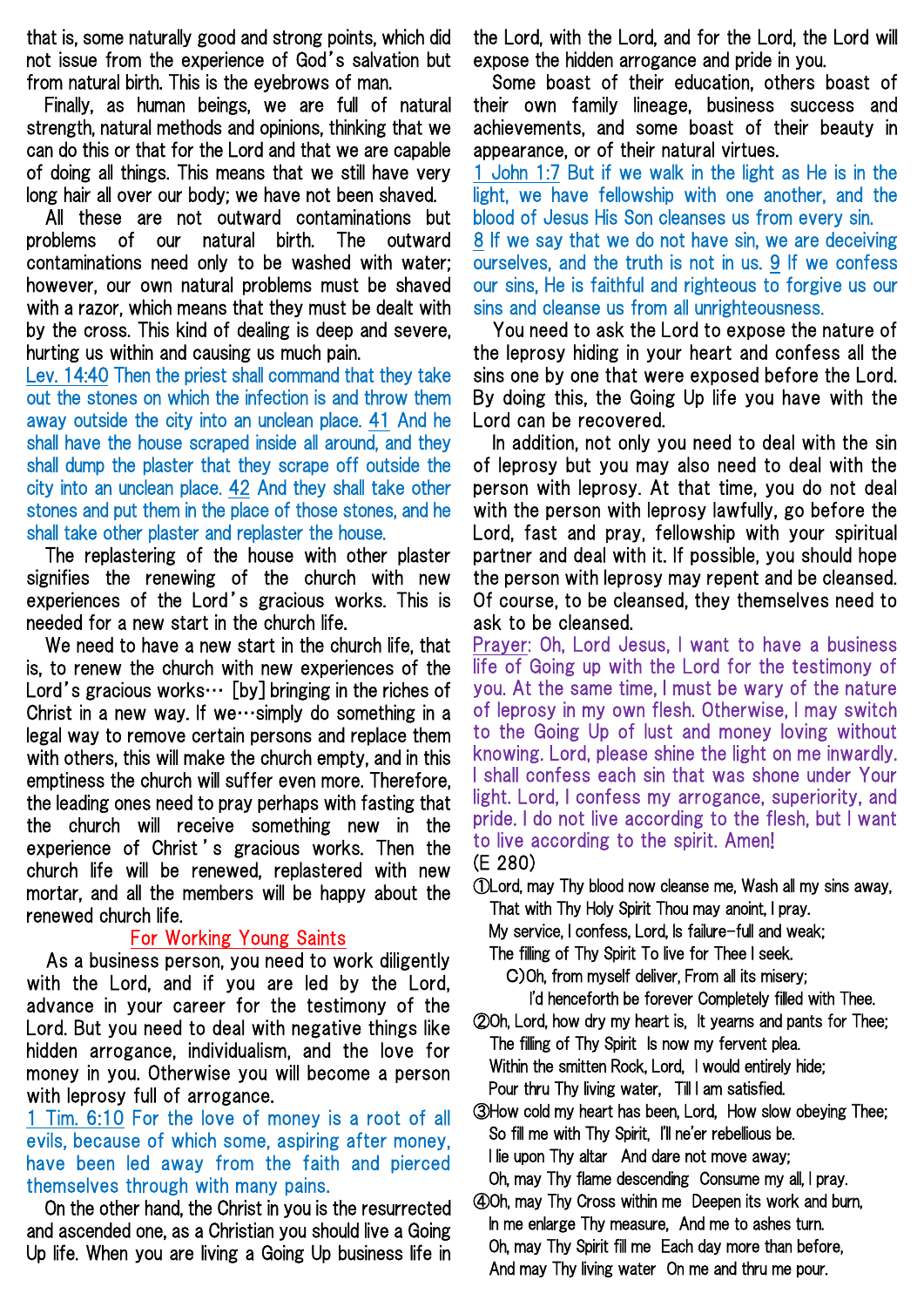that is, some naturally good and strong points, which did not issue from the experience of God's salvation but from natural birth. This is the eyebrows of man.

Finally, as human beings, we are full of natural strength, natural methods and opinions, thinking that we can do this or that for the Lord and that we are capable of doing all things. This means that we still have very long hair all over our body; we have not been shaved.

All these are not outward contaminations but problems of our natural birth. The outward contaminations need only to be washed with water; however, our own natural problems must be shaved with a razor, which means that they must be dealt with by the cross. This kind of dealing is deep and severe, hurting us within and causing us much pain.

Lev. 14:40 Then the priest shall command that they take out the stones on which the infection is and throw them away outside the city into an unclean place. 41 And he shall have the house scraped inside all around, and they shall dump the plaster that they scrape off outside the city into an unclean place. 42 And they shall take other stones and put them in the place of those stones, and he shall take other plaster and replaster the house.

The replastering of the house with other plaster signifies the renewing of the church with new experiences of the Lord's gracious works. This is needed for a new start in the church life.

We need to have a new start in the church life, that is, to renew the church with new experiences of the Lord's gracious works… [by] bringing in the riches of Christ in a new way. If we…simply do something in a legal way to remove certain persons and replace them with others, this will make the church empty, and in this emptiness the church will suffer even more. Therefore, the leading ones need to pray perhaps with fasting that the church will receive something new in the experience of Christ's gracious works. Then the church life will be renewed, replastered with new mortar, and all the members will be happy about the renewed church life.

## For Working Young Saints

As a business person, you need to work diligently with the Lord, and if you are led by the Lord, advance in your career for the testimony of the Lord. But you need to deal with negative things like hidden arrogance, individualism, and the love for money in you. Otherwise you will become a person with leprosy full of arrogance.

1 Tim. 6:10 For the love of money is a root of all evils, because of which some, aspiring after money, have been led away from the faith and pierced themselves through with many pains.

On the other hand, the Christ in you is the resurrected and ascended one, as a Christian you should live a Going Up life. When you are living a Going Up business life in the Lord, with the Lord, and for the Lord, the Lord will expose the hidden arrogance and pride in you.

Some boast of their education, others boast of their own family lineage, business success and achievements, and some boast of their beauty in appearance, or of their natural virtues.

1 John 1:7 But if we walk in the light as He is in the light, we have fellowship with one another, and the blood of Jesus His Son cleanses us from every sin. 8 If we say that we do not have sin, we are deceiving ourselves, and the truth is not in us. 9 If we confess our sins, He is faithful and righteous to forgive us our sins and cleanse us from all unrighteousness.

You need to ask the Lord to expose the nature of the leprosy hiding in your heart and confess all the sins one by one that were exposed before the Lord. By doing this, the Going Up life you have with the Lord can be recovered.

In addition, not only you need to deal with the sin of leprosy but you may also need to deal with the person with leprosy. At that time, you do not deal with the person with leprosy lawfully, go before the Lord, fast and pray, fellowship with your spiritual partner and deal with it. If possible, you should hope the person with leprosy may repent and be cleansed. Of course, to be cleansed, they themselves need to ask to be cleansed.

Prayer: Oh, Lord Jesus, I want to have a business life of Going up with the Lord for the testimony of you. At the same time, I must be wary of the nature of leprosy in my own flesh. Otherwise, I may switch to the Going Up of lust and money loving without knowing. Lord, please shine the light on me inwardly. I shall confess each sin that was shone under Your light. Lord, I confess my arrogance, superiority, and pride. I do not live according to the flesh, but I want to live according to the spirit. Amen!

(E 280)

①Lord, may Thy blood now cleanse me, Wash all my sins away,
That with Thy Holy Spirit Thou may anoint, I pray.
My service, I confess, Lord, Is failure-full and weak;
The filling of Thy Spirit To live for Thee I seek.

C)Oh, from myself deliver, From all its misery;
I'd henceforth be forever Completely filled with Thee.

②Oh, Lord, how dry my heart is, It yearns and pants for Thee;
The filling of Thy Spirit Is now my fervent plea.
Within the smitten Rock, Lord, I would entirely hide;
Pour thru Thy living water, Till I am satisfied.

③How cold my heart has been, Lord, How slow obeying Thee;
So fill me with Thy Spirit, I'll ne'er rebellious be.
I lie upon Thy altar And dare not move away;
Oh, may Thy flame descending Consume my all, I pray.

④Oh, may Thy Cross within me Deepen its work and burn,
In me enlarge Thy measure, And me to ashes turn.
Oh, may Thy Spirit fill me Each day more than before,
And may Thy living water On me and thru me pour.